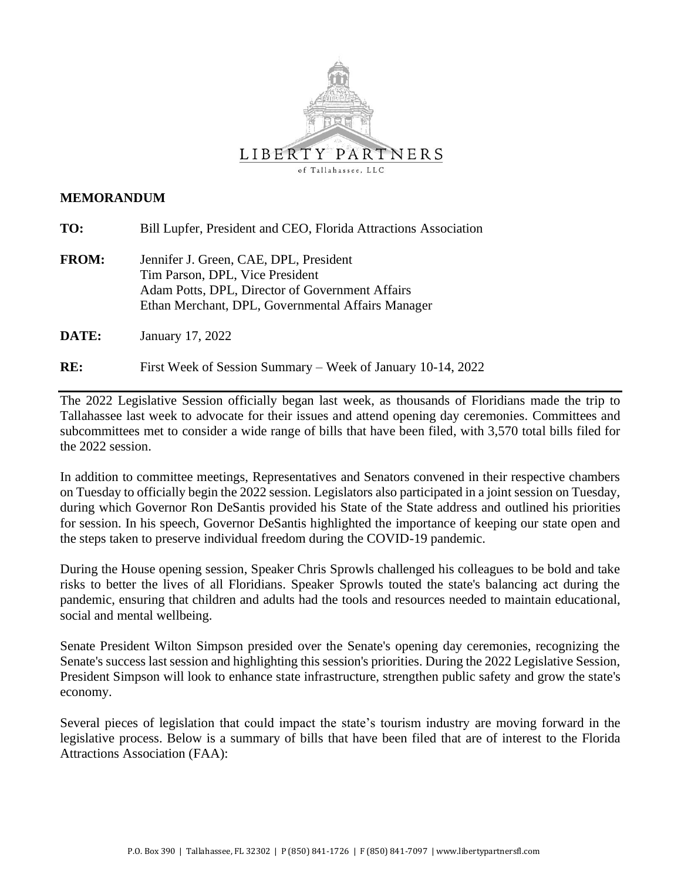LIBERTY PARTNERS
of Tallahassee, LLC

**MEMORANDUM**

**TO:** Bill Lupfer, President and CEO, Florida Attractions Association

**FROM:** Jennifer J. Green, CAE, DPL, President
Tim Parson, DPL, Vice President
Adam Potts, DPL, Director of Government Affairs
Ethan Merchant, DPL, Governmental Affairs Manager

**DATE:** January 17, 2022

**RE:** First Week of Session Summary – Week of January 10-14, 2022

---

The 2022 Legislative Session officially began last week, as thousands of Floridians made the trip to Tallahassee last week to advocate for their issues and attend opening day ceremonies. Committees and subcommittees met to consider a wide range of bills that have been filed, with 3,570 total bills filed for the 2022 session.

In addition to committee meetings, Representatives and Senators convened in their respective chambers on Tuesday to officially begin the 2022 session. Legislators also participated in a joint session on Tuesday, during which Governor Ron DeSantis provided his State of the State address and outlined his priorities for session. In his speech, Governor DeSantis highlighted the importance of keeping our state open and the steps taken to preserve individual freedom during the COVID-19 pandemic.

During the House opening session, Speaker Chris Sprowls challenged his colleagues to be bold and take risks to better the lives of all Floridians. Speaker Sprowls touted the state's balancing act during the pandemic, ensuring that children and adults had the tools and resources needed to maintain educational, social and mental wellbeing.

Senate President Wilton Simpson presided over the Senate's opening day ceremonies, recognizing the Senate's success last session and highlighting this session's priorities. During the 2022 Legislative Session, President Simpson will look to enhance state infrastructure, strengthen public safety and grow the state's economy.

Several pieces of legislation that could impact the state's tourism industry are moving forward in the legislative process. Below is a summary of bills that have been filed that are of interest to the Florida Attractions Association (FAA):

P.O. Box 390 | Tallahassee, FL 32302 | P (850) 841-1726 | F (850) 841-7097 | www.libertypartnersfl.com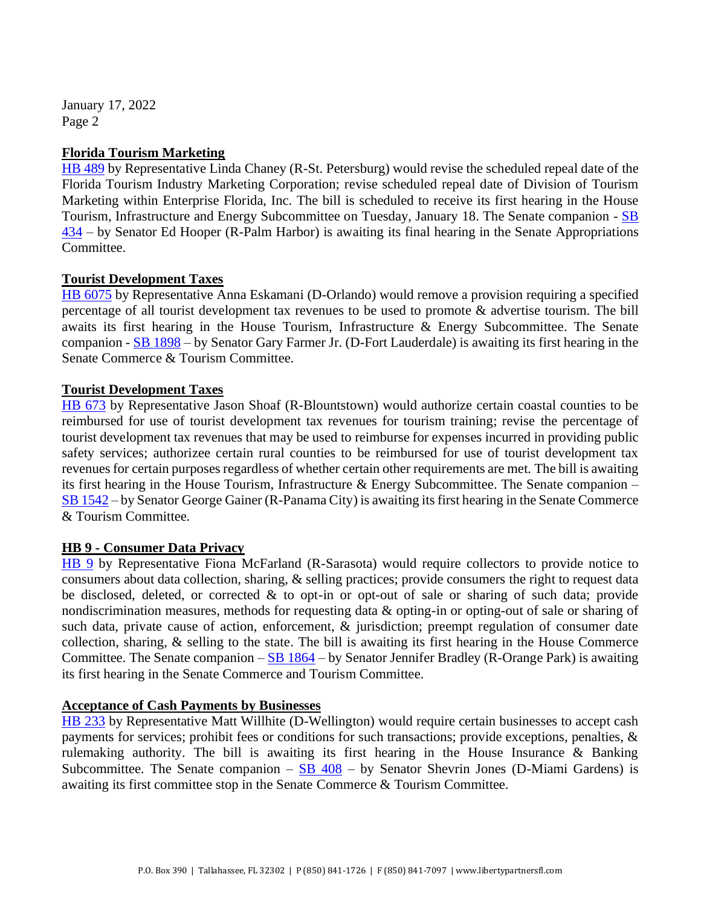January 17, 2022

**Florida Tourism Marketing**

HB 489 by Representative Linda Chaney (R-St. Petersburg) would revise the scheduled repeal date of the Florida Tourism Industry Marketing Corporation; revise scheduled repeal date of Division of Tourism Marketing within Enterprise Florida, Inc. The bill is scheduled to receive its first hearing in the House Tourism, Infrastructure and Energy Subcommittee on Tuesday, January 18. The Senate companion - SB 434 – by Senator Ed Hooper (R-Palm Harbor) is awaiting its final hearing in the Senate Appropriations Committee.

**Tourist Development Taxes**

HB 6075 by Representative Anna Eskamani (D-Orlando) would remove a provision requiring a specified percentage of all tourist development tax revenues to be used to promote & advertise tourism. The bill awaits its first hearing in the House Tourism, Infrastructure & Energy Subcommittee. The Senate companion - SB 1898 – by Senator Gary Farmer Jr. (D-Fort Lauderdale) is awaiting its first hearing in the Senate Commerce & Tourism Committee.

**Tourist Development Taxes**

HB 673 by Representative Jason Shoaf (R-Blountstown) would authorize certain coastal counties to be reimbursed for use of tourist development tax revenues for tourism training; revise the percentage of tourist development tax revenues that may be used to reimburse for expenses incurred in providing public safety services; authorizee certain rural counties to be reimbursed for use of tourist development tax revenues for certain purposes regardless of whether certain other requirements are met. The bill is awaiting its first hearing in the House Tourism, Infrastructure & Energy Subcommittee. The Senate companion – SB 1542 – by Senator George Gainer (R-Panama City) is awaiting its first hearing in the Senate Commerce & Tourism Committee.

**HB 9 - Consumer Data Privacy**

HB 9 by Representative Fiona McFarland (R-Sarasota) would require collectors to provide notice to consumers about data collection, sharing, & selling practices; provide consumers the right to request data be disclosed, deleted, or corrected & to opt-in or opt-out of sale or sharing of such data; provide nondiscrimination measures, methods for requesting data & opting-in or opting-out of sale or sharing of such data, private cause of action, enforcement, & jurisdiction; preempt regulation of consumer date collection, sharing, & selling to the state. The bill is awaiting its first hearing in the House Commerce Committee. The Senate companion – SB 1864 – by Senator Jennifer Bradley (R-Orange Park) is awaiting its first hearing in the Senate Commerce and Tourism Committee.

**Acceptance of Cash Payments by Businesses**

HB 233 by Representative Matt Willhite (D-Wellington) would require certain businesses to accept cash payments for services; prohibit fees or conditions for such transactions; provide exceptions, penalties, & rulemaking authority. The bill is awaiting its first hearing in the House Insurance & Banking Subcommittee. The Senate companion – SB 408 – by Senator Shevrin Jones (D-Miami Gardens) is awaiting its first committee stop in the Senate Commerce & Tourism Committee.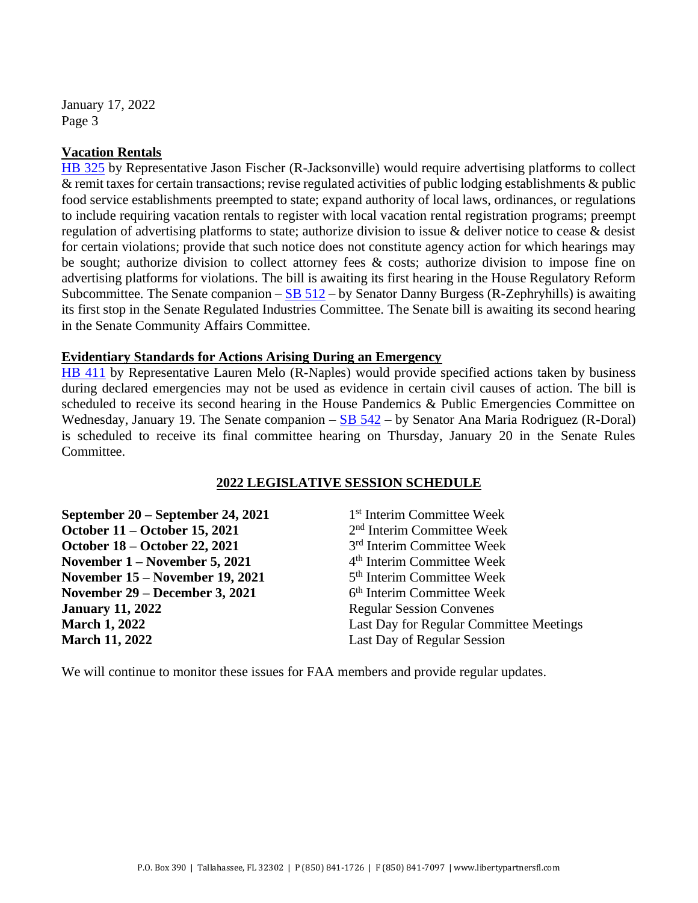January 17, 2022
Page 3

**Vacation Rentals**

HB 325 by Representative Jason Fischer (R-Jacksonville) would require advertising platforms to collect & remit taxes for certain transactions; revise regulated activities of public lodging establishments & public food service establishments preempted to state; expand authority of local laws, ordinances, or regulations to include requiring vacation rentals to register with local vacation rental registration programs; preempt regulation of advertising platforms to state; authorize division to issue & deliver notice to cease & desist for certain violations; provide that such notice does not constitute agency action for which hearings may be sought; authorize division to collect attorney fees & costs; authorize division to impose fine on advertising platforms for violations. The bill is awaiting its first hearing in the House Regulatory Reform Subcommittee. The Senate companion – SB 512 – by Senator Danny Burgess (R-Zephryhills) is awaiting its first stop in the Senate Regulated Industries Committee. The Senate bill is awaiting its second hearing in the Senate Community Affairs Committee.

**Evidentiary Standards for Actions Arising During an Emergency**

HB 411 by Representative Lauren Melo (R-Naples) would provide specified actions taken by business during declared emergencies may not be used as evidence in certain civil causes of action. The bill is scheduled to receive its second hearing in the House Pandemics & Public Emergencies Committee on Wednesday, January 19. The Senate companion – SB 542 – by Senator Ana Maria Rodriguez (R-Doral) is scheduled to receive its final committee hearing on Thursday, January 20 in the Senate Rules Committee.

## 2022 LEGISLATIVE SESSION SCHEDULE

| | |
|---|---|
| **September 20 – September 24, 2021** | 1st Interim Committee Week |
| **October 11 – October 15, 2021** | 2nd Interim Committee Week |
| **October 18 – October 22, 2021** | 3rd Interim Committee Week |
| **November 1 – November 5, 2021** | 4th Interim Committee Week |
| **November 15 – November 19, 2021** | 5th Interim Committee Week |
| **November 29 – December 3, 2021** | 6th Interim Committee Week |
| **January 11, 2022** | Regular Session Convenes |
| **March 1, 2022** | Last Day for Regular Committee Meetings |
| **March 11, 2022** | Last Day of Regular Session |

We will continue to monitor these issues for FAA members and provide regular updates.

P.O. Box 390 | Tallahassee, FL 32302 | P (850) 841-1726 | F (850) 841-7097 | www.libertypartnersfl.com